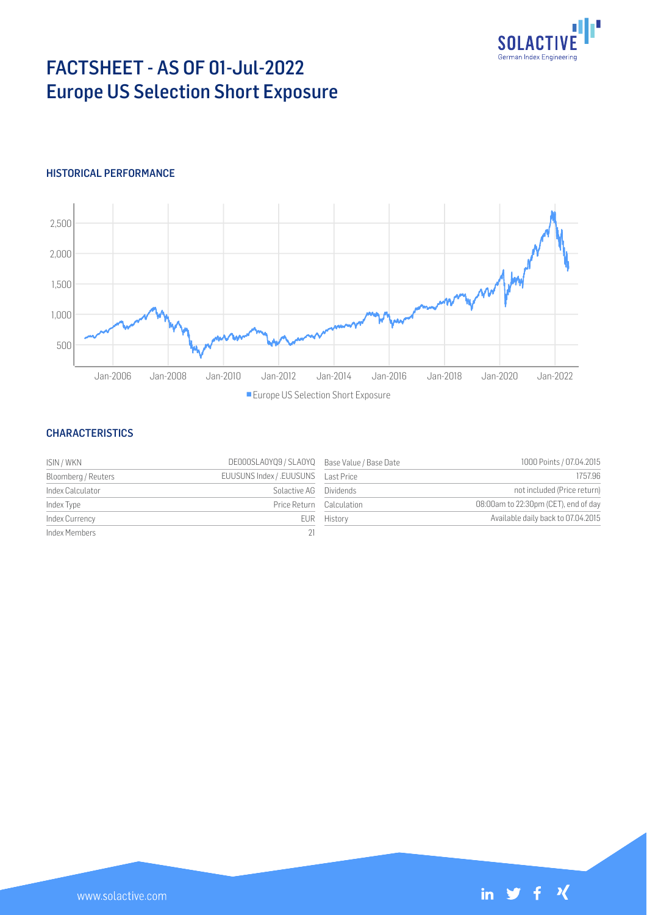# FACTSHEET - AS OF 01-Jul-2022
## Europe US Selection Short Exposure

### HISTORICAL PERFORMANCE

Europe US Selection Short Exposure

### CHARACTERISTICS

| | | | |
|---|---|---|---|
| ISIN / WKN | DE000SLA0YQ9 / SLA0YQ | Base Value / Base Date | 1000 Points / 07.04.2015 |
| Bloomberg / Reuters | EUUSUNS Index / .EUUSUNS | Last Price | 1757.96 |
| Index Calculator | Solactive AG | Dividends | not included (Price return) |
| Index Type | Price Return | Calculation | 08:00am to 22:30pm (CET), end of day |
| Index Currency | EUR | History | Available daily back to 07.04.2015 |
| Index Members | 21 | | |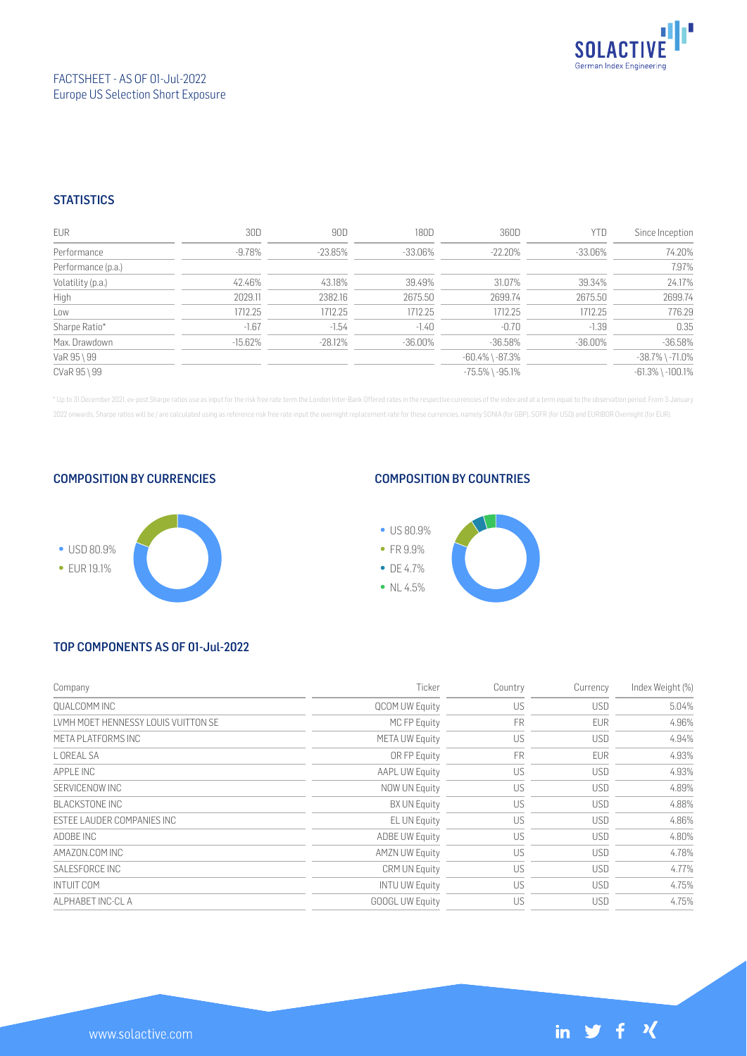FACTSHEET - AS OF 01-Jul-2022
Europe US Selection Short Exposure

## STATISTICS

| EUR | 30D | 90D | 180D | 360D | YTD | Since Inception |
|---|---|---|---|---|---|---|
| Performance | -9.78% | -23.85% | -33.06% | -22.20% | -33.06% | 74.20% |
| Performance (p.a.) | | | | | | 7.97% |
| Volatility (p.a.) | 42.46% | 43.18% | 39.49% | 31.07% | 39.34% | 24.17% |
| High | 2029.11 | 2382.16 | 2675.50 | 2699.74 | 2675.50 | 2699.74 |
| Low | 1712.25 | 1712.25 | 1712.25 | 1712.25 | 1712.25 | 776.29 |
| Sharpe Ratio* | -1.67 | -1.54 | -1.40 | -0.70 | -1.39 | 0.35 |
| Max. Drawdown | -15.62% | -28.12% | -36.00% | -36.58% | -36.00% | -36.58% |
| VaR 95 \ 99 | | | | -60.4% \ -87.3% | | -38.7% \ -71.0% |
| CVaR 95 \ 99 | | | | -75.5% \ -95.1% | | -61.3% \ -100.1% |

* Up to 31 December 2021, ex-post Sharpe ratios use as input for the risk free rate term the London Inter-Bank Offered rates in the respective currencies of the index and at a term equal to the observation period. From 3 January 2022 onwards, Sharpe ratios will be / are calculated using as reference risk free rate input the overnight replacement rate for these currencies, namely SONIA (for GBP), SOFR (for USD) and EURIBOR Overnight (for EUR).

## COMPOSITION BY CURRENCIES

- USD 80.9%
- EUR 19.1%

## COMPOSITION BY COUNTRIES

- US 80.9%
- FR 9.9%
- DE 4.7%
- NL 4.5%

## TOP COMPONENTS AS OF 01-Jul-2022

| Company | Ticker | Country | Currency | Index Weight (%) |
|---|---|---|---|---|
| QUALCOMM INC | QCOM UW Equity | US | USD | 5.04% |
| LVMH MOET HENNESSY LOUIS VUITTON SE | MC FP Equity | FR | EUR | 4.96% |
| META PLATFORMS INC | META UW Equity | US | USD | 4.94% |
| L OREAL SA | OR FP Equity | FR | EUR | 4.93% |
| APPLE INC | AAPL UW Equity | US | USD | 4.93% |
| SERVICENOW INC | NOW UN Equity | US | USD | 4.89% |
| BLACKSTONE INC | BX UN Equity | US | USD | 4.88% |
| ESTEE LAUDER COMPANIES INC | EL UN Equity | US | USD | 4.86% |
| ADOBE INC | ADBE UW Equity | US | USD | 4.80% |
| AMAZON.COM INC | AMZN UW Equity | US | USD | 4.78% |
| SALESFORCE INC | CRM UN Equity | US | USD | 4.77% |
| INTUIT COM | INTU UW Equity | US | USD | 4.75% |
| ALPHABET INC-CL A | GOOGL UW Equity | US | USD | 4.75% |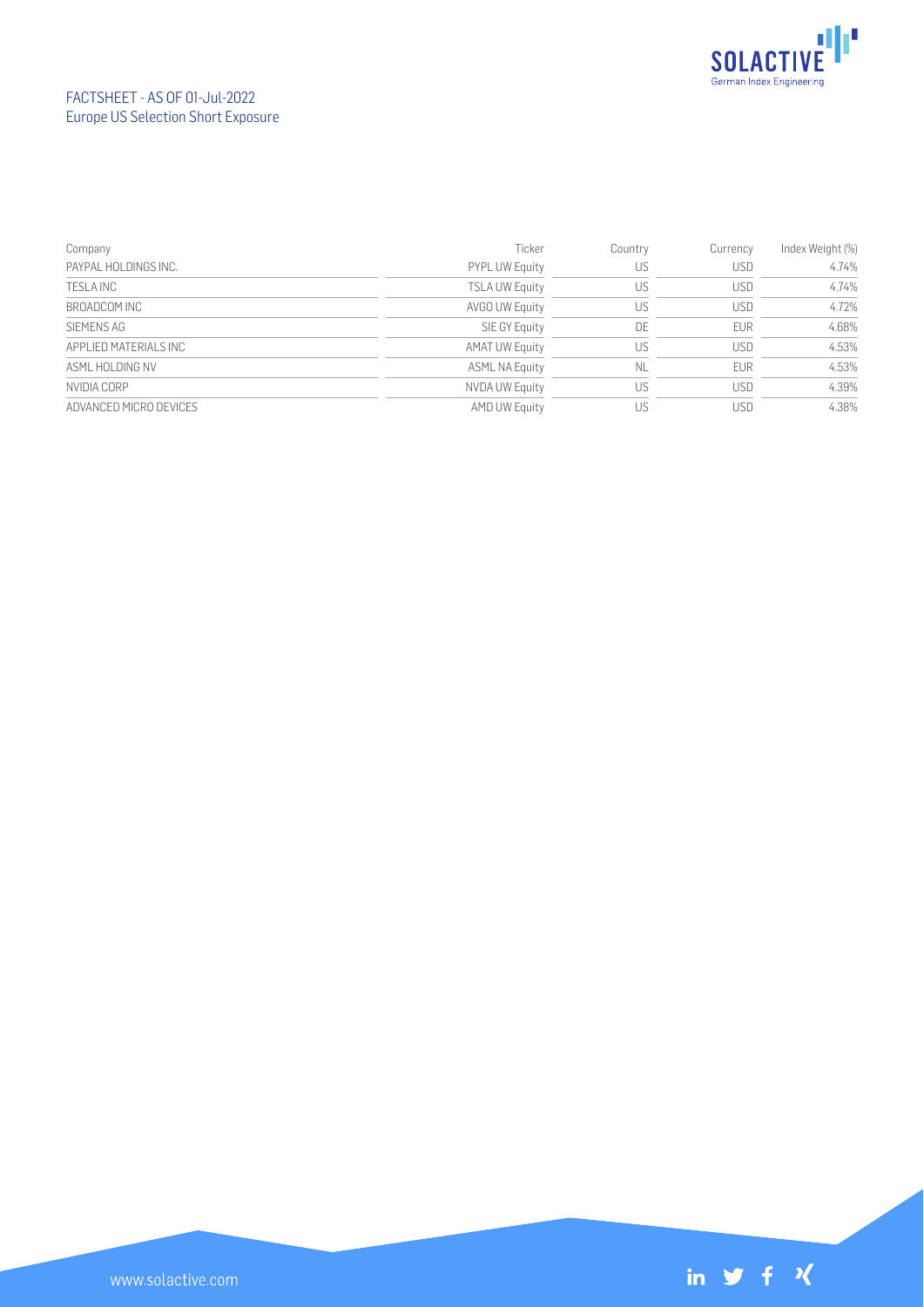FACTSHEET - AS OF 01-Jul-2022
Europe US Selection Short Exposure

| Company | Ticker | Country | Currency | Index Weight (%) |
|---|---|---|---|---|
| PAYPAL HOLDINGS INC. | PYPL UW Equity | US | USD | 4.74% |
| TESLA INC | TSLA UW Equity | US | USD | 4.74% |
| BROADCOM INC | AVGO UW Equity | US | USD | 4.72% |
| SIEMENS AG | SIE GY Equity | DE | EUR | 4.68% |
| APPLIED MATERIALS INC | AMAT UW Equity | US | USD | 4.53% |
| ASML HOLDING NV | ASML NA Equity | NL | EUR | 4.53% |
| NVIDIA CORP | NVDA UW Equity | US | USD | 4.39% |
| ADVANCED MICRO DEVICES | AMD UW Equity | US | USD | 4.38% |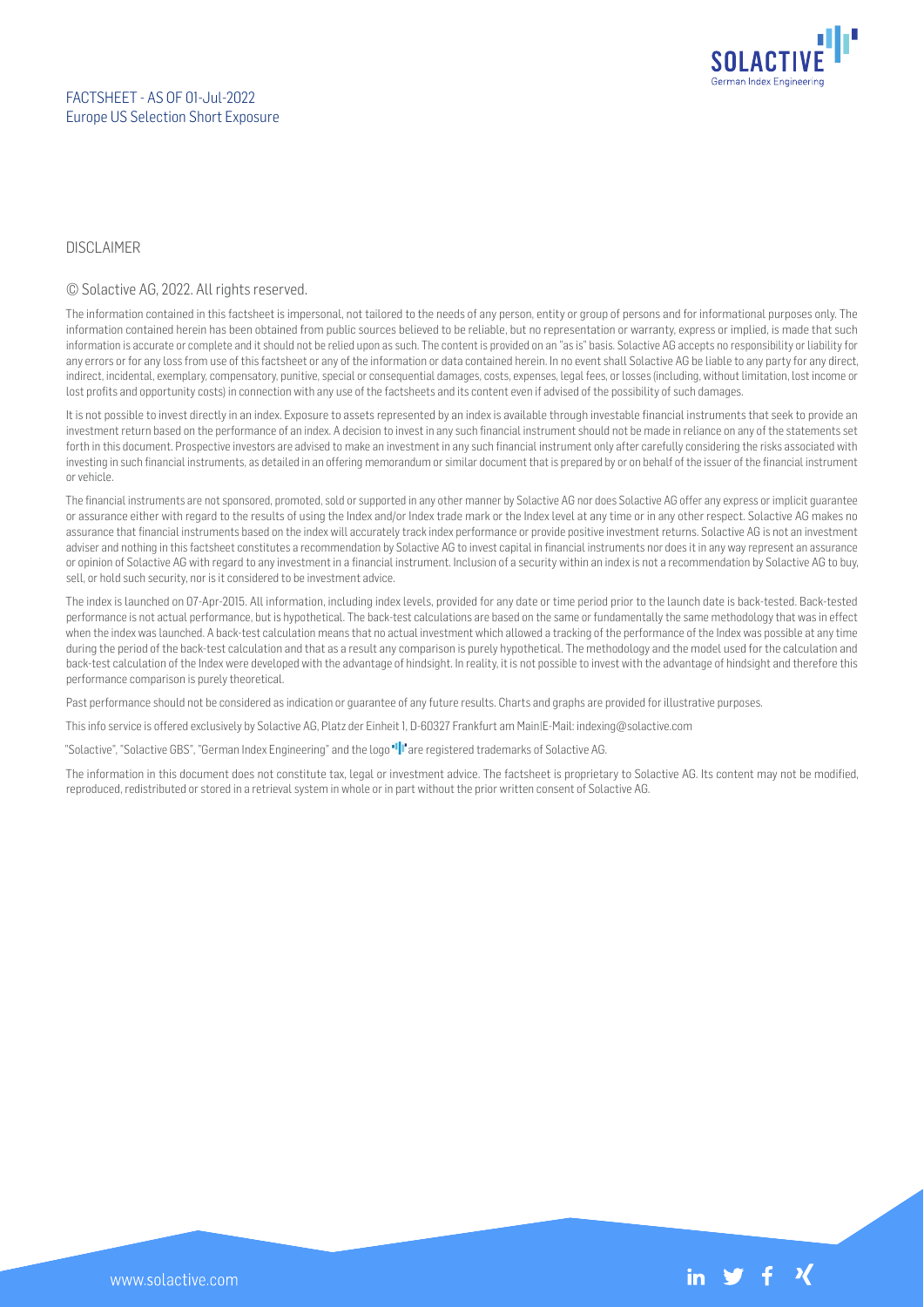# DISCLAIMER

© Solactive AG, 2022. All rights reserved.

The information contained in this factsheet is impersonal, not tailored to the needs of any person, entity or group of persons and for informational purposes only. The information contained herein has been obtained from public sources believed to be reliable, but no representation or warranty, express or implied, is made that such information is accurate or complete and it should not be relied upon as such. The content is provided on an "as is" basis. Solactive AG accepts no responsibility or liability for any errors or for any loss from use of this factsheet or any of the information or data contained herein. In no event shall Solactive AG be liable to any party for any direct, indirect, incidental, exemplary, compensatory, punitive, special or consequential damages, costs, expenses, legal fees, or losses (including, without limitation, lost income or lost profits and opportunity costs) in connection with any use of the factsheets and its content even if advised of the possibility of such damages.

It is not possible to invest directly in an index. Exposure to assets represented by an index is available through investable financial instruments that seek to provide an investment return based on the performance of an index. A decision to invest in any such financial instrument should not be made in reliance on any of the statements set forth in this document. Prospective investors are advised to make an investment in any such financial instrument only after carefully considering the risks associated with investing in such financial instruments, as detailed in an offering memorandum or similar document that is prepared by or on behalf of the issuer of the financial instrument or vehicle.

The financial instruments are not sponsored, promoted, sold or supported in any other manner by Solactive AG nor does Solactive AG offer any express or implicit guarantee or assurance either with regard to the results of using the Index and/or Index trade mark or the Index level at any time or in any other respect. Solactive AG makes no assurance that financial instruments based on the index will accurately track index performance or provide positive investment returns. Solactive AG is not an investment adviser and nothing in this factsheet constitutes a recommendation by Solactive AG to invest capital in financial instruments nor does it in any way represent an assurance or opinion of Solactive AG with regard to any investment in a financial instrument. Inclusion of a security within an index is not a recommendation by Solactive AG to buy, sell, or hold such security, nor is it considered to be investment advice.

The index is launched on 07-Apr-2015. All information, including index levels, provided for any date or time period prior to the launch date is back-tested. Back-tested performance is not actual performance, but is hypothetical. The back-test calculations are based on the same or fundamentally the same methodology that was in effect when the index was launched. A back-test calculation means that no actual investment which allowed a tracking of the performance of the Index was possible at any time during the period of the back-test calculation and that as a result any comparison is purely hypothetical. The methodology and the model used for the calculation and back-test calculation of the Index were developed with the advantage of hindsight. In reality, it is not possible to invest with the advantage of hindsight and therefore this performance comparison is purely theoretical.

Past performance should not be considered as indication or guarantee of any future results. Charts and graphs are provided for illustrative purposes.

This info service is offered exclusively by Solactive AG, Platz der Einheit 1, D-60327 Frankfurt am Main|E-Mail: indexing@solactive.com

"Solactive", "Solactive GBS", "German Index Engineering" and the logo are registered trademarks of Solactive AG.

The information in this document does not constitute tax, legal or investment advice. The factsheet is proprietary to Solactive AG. Its content may not be modified, reproduced, redistributed or stored in a retrieval system in whole or in part without the prior written consent of Solactive AG.